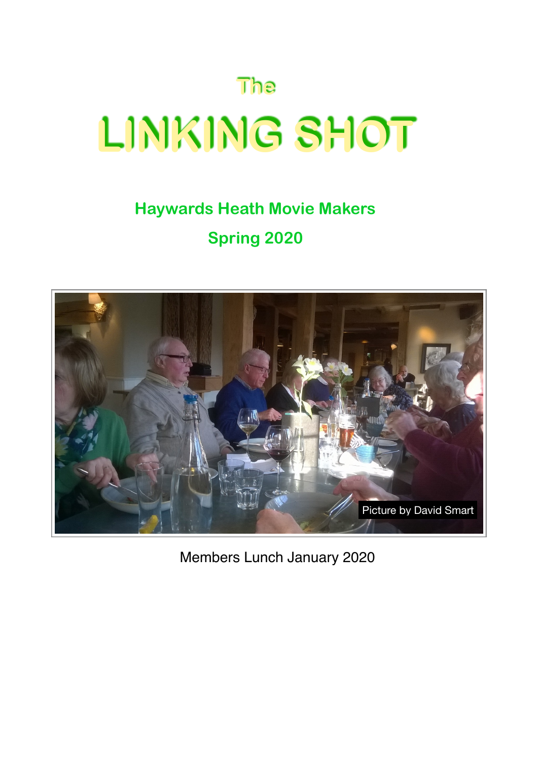# The LINKING SHOT

## Haywards Heath Movie Makers

## Spring 2020

Picture by David Smart

Members Lunch January 2020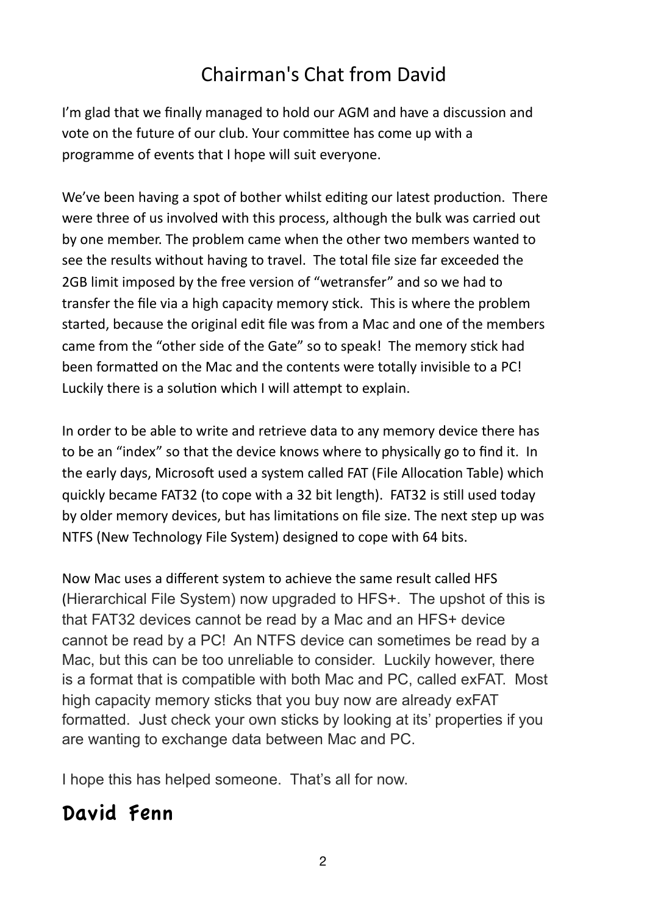# Chairman's Chat from David

I'm glad that we finally managed to hold our AGM and have a discussion and vote on the future of our club. Your committee has come up with a programme of events that I hope will suit everyone.

We've been having a spot of bother whilst editing our latest production. There were three of us involved with this process, although the bulk was carried out by one member. The problem came when the other two members wanted to see the results without having to travel. The total file size far exceeded the 2GB limit imposed by the free version of "wetransfer" and so we had to transfer the file via a high capacity memory stick. This is where the problem started, because the original edit file was from a Mac and one of the members came from the "other side of the Gate" so to speak! The memory stick had been formatted on the Mac and the contents were totally invisible to a PC! Luckily there is a solution which I will attempt to explain.

In order to be able to write and retrieve data to any memory device there has to be an "index" so that the device knows where to physically go to find it. In the early days, Microsoft used a system called FAT (File Allocation Table) which quickly became FAT32 (to cope with a 32 bit length). FAT32 is still used today by older memory devices, but has limitations on file size. The next step up was NTFS (New Technology File System) designed to cope with 64 bits.

Now Mac uses a different system to achieve the same result called HFS (Hierarchical File System) now upgraded to HFS+. The upshot of this is that FAT32 devices cannot be read by a Mac and an HFS+ device cannot be read by a PC! An NTFS device can sometimes be read by a Mac, but this can be too unreliable to consider. Luckily however, there is a format that is compatible with both Mac and PC, called exFAT. Most high capacity memory sticks that you buy now are already exFAT formatted. Just check your own sticks by looking at its' properties if you are wanting to exchange data between Mac and PC.

I hope this has helped someone. That's all for now.

**David Fenn**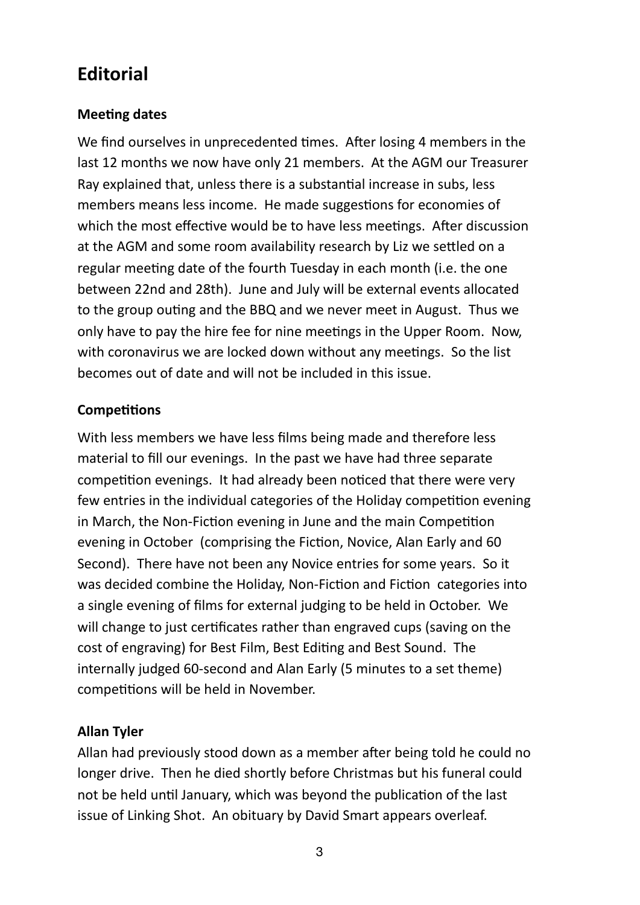# Editorial

### Meeting dates

We find ourselves in unprecedented times. After losing 4 members in the last 12 months we now have only 21 members. At the AGM our Treasurer Ray explained that, unless there is a substantial increase in subs, less members means less income. He made suggestions for economies of which the most effective would be to have less meetings. After discussion at the AGM and some room availability research by Liz we settled on a regular meeting date of the fourth Tuesday in each month (i.e. the one between 22nd and 28th). June and July will be external events allocated to the group outing and the BBQ and we never meet in August. Thus we only have to pay the hire fee for nine meetings in the Upper Room. Now, with coronavirus we are locked down without any meetings. So the list becomes out of date and will not be included in this issue.

### Competitions

With less members we have less films being made and therefore less material to fill our evenings. In the past we have had three separate competition evenings. It had already been noticed that there were very few entries in the individual categories of the Holiday competition evening in March, the Non-Fiction evening in June and the main Competition evening in October (comprising the Fiction, Novice, Alan Early and 60 Second). There have not been any Novice entries for some years. So it was decided combine the Holiday, Non-Fiction and Fiction categories into a single evening of films for external judging to be held in October. We will change to just certificates rather than engraved cups (saving on the cost of engraving) for Best Film, Best Editing and Best Sound. The internally judged 60-second and Alan Early (5 minutes to a set theme) competitions will be held in November.

### Allan Tyler

Allan had previously stood down as a member after being told he could no longer drive. Then he died shortly before Christmas but his funeral could not be held until January, which was beyond the publication of the last issue of Linking Shot. An obituary by David Smart appears overleaf.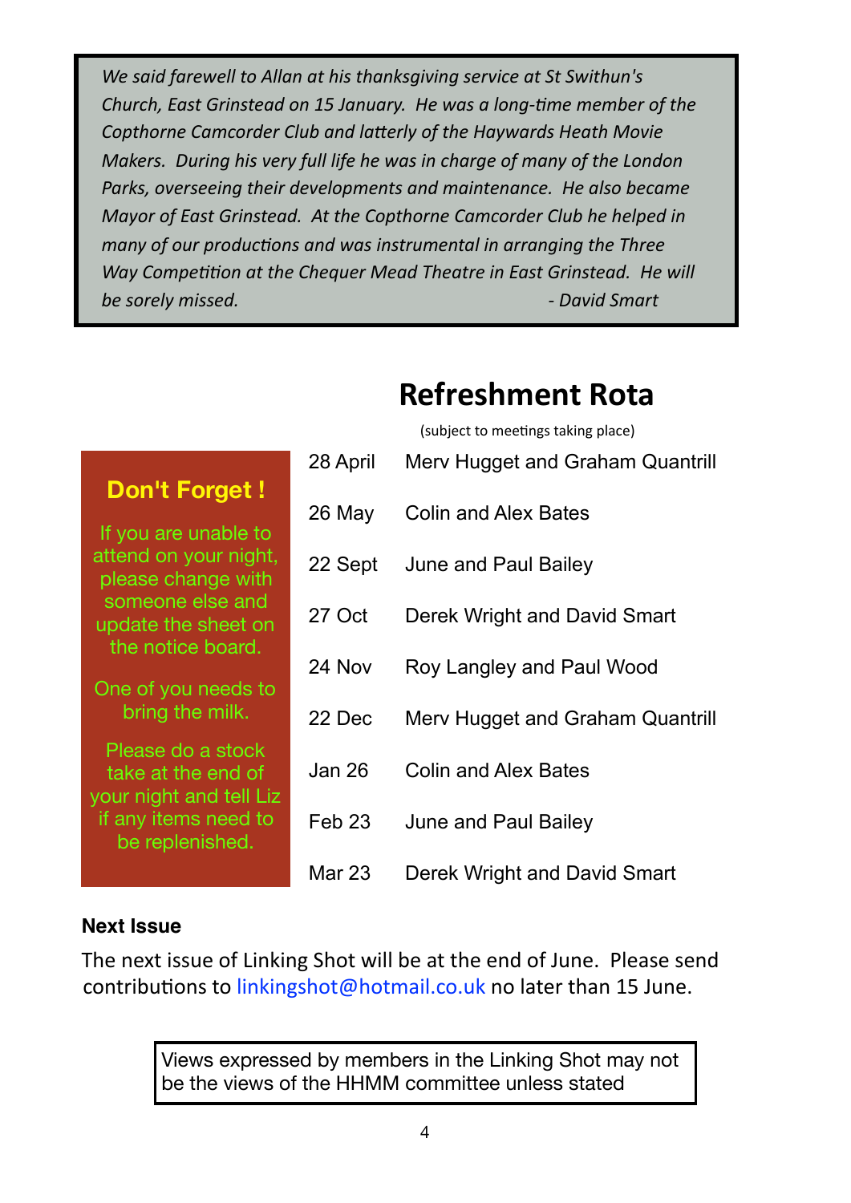*We said farewell to Allan at his thanksgiving service at St Swithun's Church, East Grinstead on 15 January. He was a long-time member of the Copthorne Camcorder Club and latterly of the Haywards Heath Movie Makers. During his very full life he was in charge of many of the London Parks, overseeing their developments and maintenance. He also became Mayor of East Grinstead. At the Copthorne Camcorder Club he helped in many of our productions and was instrumental in arranging the Three Way Competition at the Chequer Mead Theatre in East Grinstead. He will be sorely missed.* *- David Smart*

## Refreshment Rota

(subject to meetings taking place)

| | |
|---|---|
| 28 April | Merv Hugget and Graham Quantrill |
| 26 May | Colin and Alex Bates |
| 22 Sept | June and Paul Bailey |
| 27 Oct | Derek Wright and David Smart |
| 24 Nov | Roy Langley and Paul Wood |
| 22 Dec | Merv Hugget and Graham Quantrill |
| Jan 26 | Colin and Alex Bates |
| Feb 23 | June and Paul Bailey |
| Mar 23 | Derek Wright and David Smart |

**Don't Forget !**

If you are unable to attend on your night, please change with someone else and update the sheet on the notice board.

One of you needs to bring the milk.

Please do a stock take at the end of your night and tell Liz if any items need to be replenished.

**Next Issue**

The next issue of Linking Shot will be at the end of June. Please send contributions to linkingshot@hotmail.co.uk no later than 15 June.

Views expressed by members in the Linking Shot may not be the views of the HHMM committee unless stated